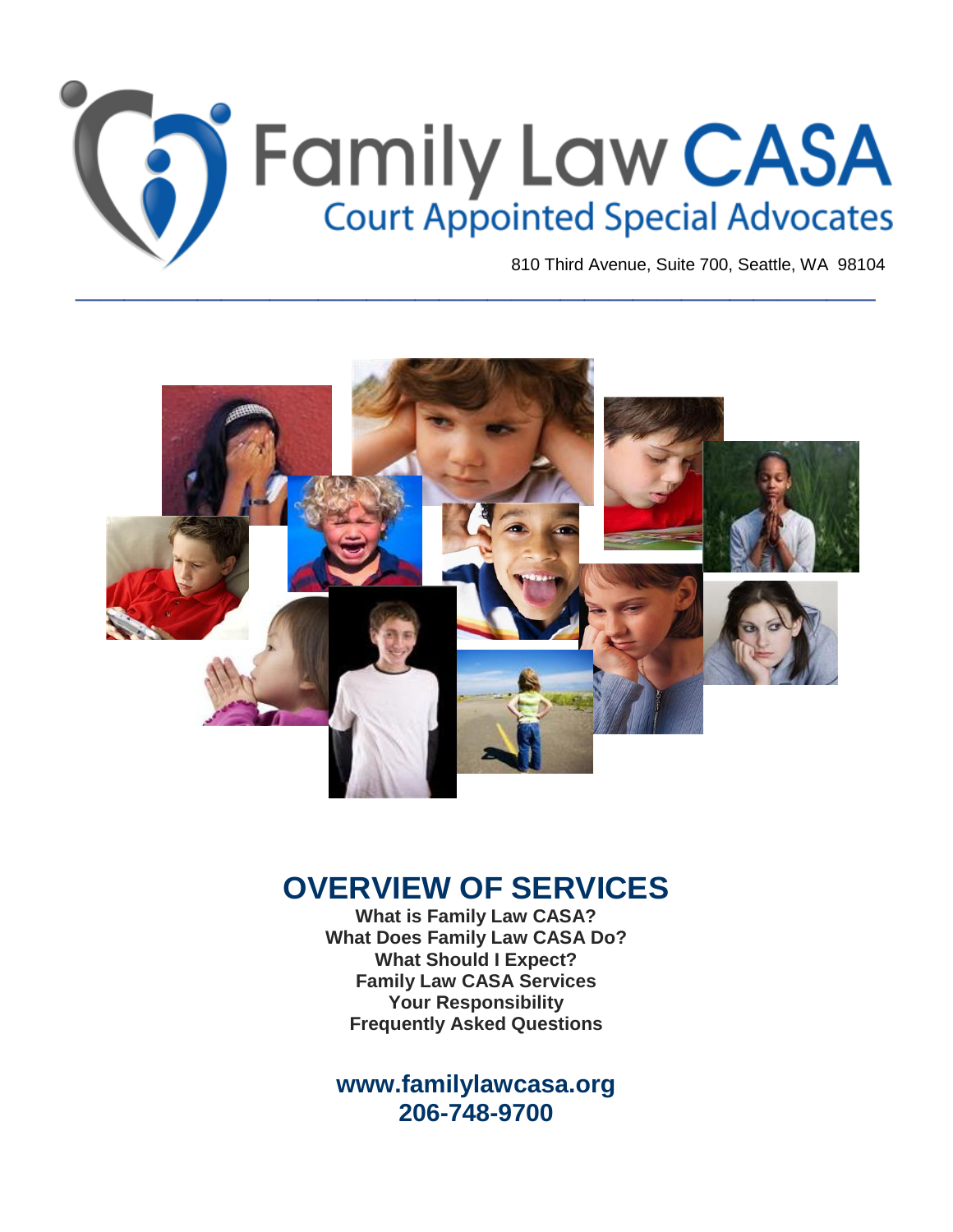# Family Law CASA

## Court Appointed Special Advocates

810 Third Avenue, Suite 700, Seattle, WA 98104

## OVERVIEW OF SERVICES

**What is Family Law CASA?**
**What Does Family Law CASA Do?**
**What Should I Expect?**
**Family Law CASA Services**
**Your Responsibility**
**Frequently Asked Questions**

**www.familylawcasa.org**
**206-748-9700**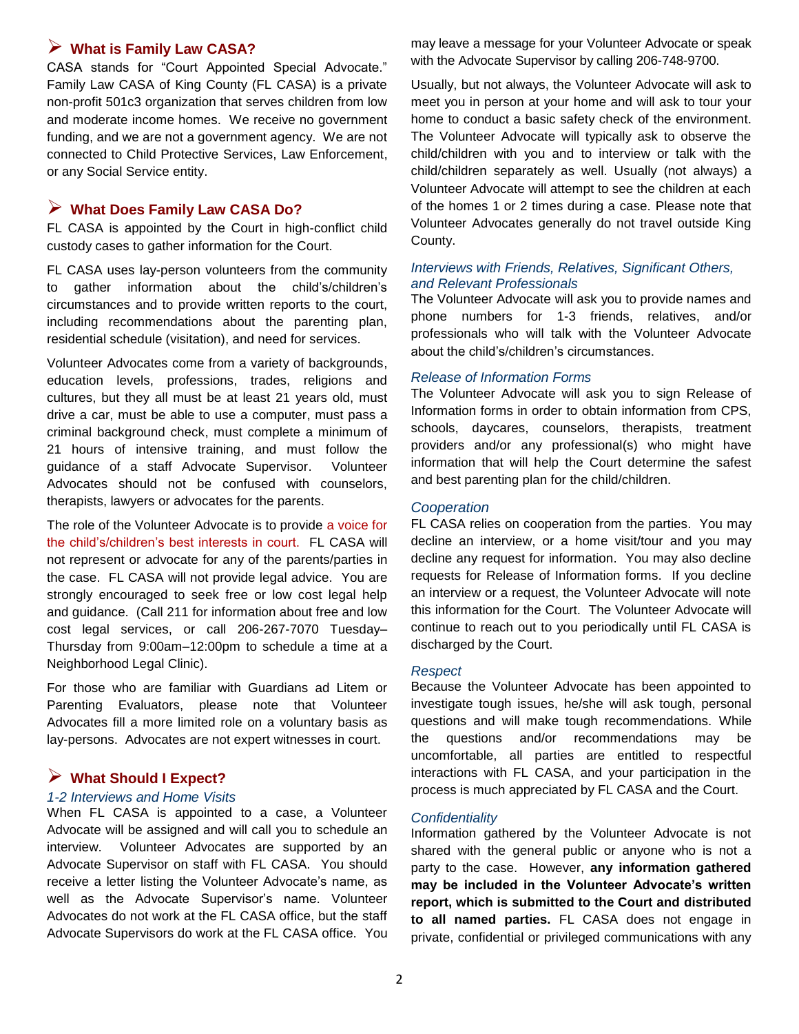## What is Family Law CASA?

CASA stands for "Court Appointed Special Advocate." Family Law CASA of King County (FL CASA) is a private non-profit 501c3 organization that serves children from low and moderate income homes. We receive no government funding, and we are not a government agency. We are not connected to Child Protective Services, Law Enforcement, or any Social Service entity.

## What Does Family Law CASA Do?

FL CASA is appointed by the Court in high-conflict child custody cases to gather information for the Court.

FL CASA uses lay-person volunteers from the community to gather information about the child's/children's circumstances and to provide written reports to the court, including recommendations about the parenting plan, residential schedule (visitation), and need for services.

Volunteer Advocates come from a variety of backgrounds, education levels, professions, trades, religions and cultures, but they all must be at least 21 years old, must drive a car, must be able to use a computer, must pass a criminal background check, must complete a minimum of 21 hours of intensive training, and must follow the guidance of a staff Advocate Supervisor. Volunteer Advocates should not be confused with counselors, therapists, lawyers or advocates for the parents.

The role of the Volunteer Advocate is to provide a voice for the child's/children's best interests in court. FL CASA will not represent or advocate for any of the parents/parties in the case. FL CASA will not provide legal advice. You are strongly encouraged to seek free or low cost legal help and guidance. (Call 211 for information about free and low cost legal services, or call 206-267-7070 Tuesday–Thursday from 9:00am–12:00pm to schedule a time at a Neighborhood Legal Clinic).

For those who are familiar with Guardians ad Litem or Parenting Evaluators, please note that Volunteer Advocates fill a more limited role on a voluntary basis as lay-persons. Advocates are not expert witnesses in court.

## What Should I Expect?

### *1-2 Interviews and Home Visits*

When FL CASA is appointed to a case, a Volunteer Advocate will be assigned and will call you to schedule an interview. Volunteer Advocates are supported by an Advocate Supervisor on staff with FL CASA. You should receive a letter listing the Volunteer Advocate's name, as well as the Advocate Supervisor's name. Volunteer Advocates do not work at the FL CASA office, but the staff Advocate Supervisors do work at the FL CASA office. You may leave a message for your Volunteer Advocate or speak with the Advocate Supervisor by calling 206-748-9700.

Usually, but not always, the Volunteer Advocate will ask to meet you in person at your home and will ask to tour your home to conduct a basic safety check of the environment. The Volunteer Advocate will typically ask to observe the child/children with you and to interview or talk with the child/children separately as well. Usually (not always) a Volunteer Advocate will attempt to see the children at each of the homes 1 or 2 times during a case. Please note that Volunteer Advocates generally do not travel outside King County.

### *Interviews with Friends, Relatives, Significant Others, and Relevant Professionals*

The Volunteer Advocate will ask you to provide names and phone numbers for 1-3 friends, relatives, and/or professionals who will talk with the Volunteer Advocate about the child's/children's circumstances.

### *Release of Information Forms*

The Volunteer Advocate will ask you to sign Release of Information forms in order to obtain information from CPS, schools, daycares, counselors, therapists, treatment providers and/or any professional(s) who might have information that will help the Court determine the safest and best parenting plan for the child/children.

### *Cooperation*

FL CASA relies on cooperation from the parties. You may decline an interview, or a home visit/tour and you may decline any request for information. You may also decline requests for Release of Information forms. If you decline an interview or a request, the Volunteer Advocate will note this information for the Court. The Volunteer Advocate will continue to reach out to you periodically until FL CASA is discharged by the Court.

### *Respect*

Because the Volunteer Advocate has been appointed to investigate tough issues, he/she will ask tough, personal questions and will make tough recommendations. While the questions and/or recommendations may be uncomfortable, all parties are entitled to respectful interactions with FL CASA, and your participation in the process is much appreciated by FL CASA and the Court.

### *Confidentiality*

Information gathered by the Volunteer Advocate is not shared with the general public or anyone who is not a party to the case. However, **any information gathered may be included in the Volunteer Advocate's written report, which is submitted to the Court and distributed to all named parties.** FL CASA does not engage in private, confidential or privileged communications with any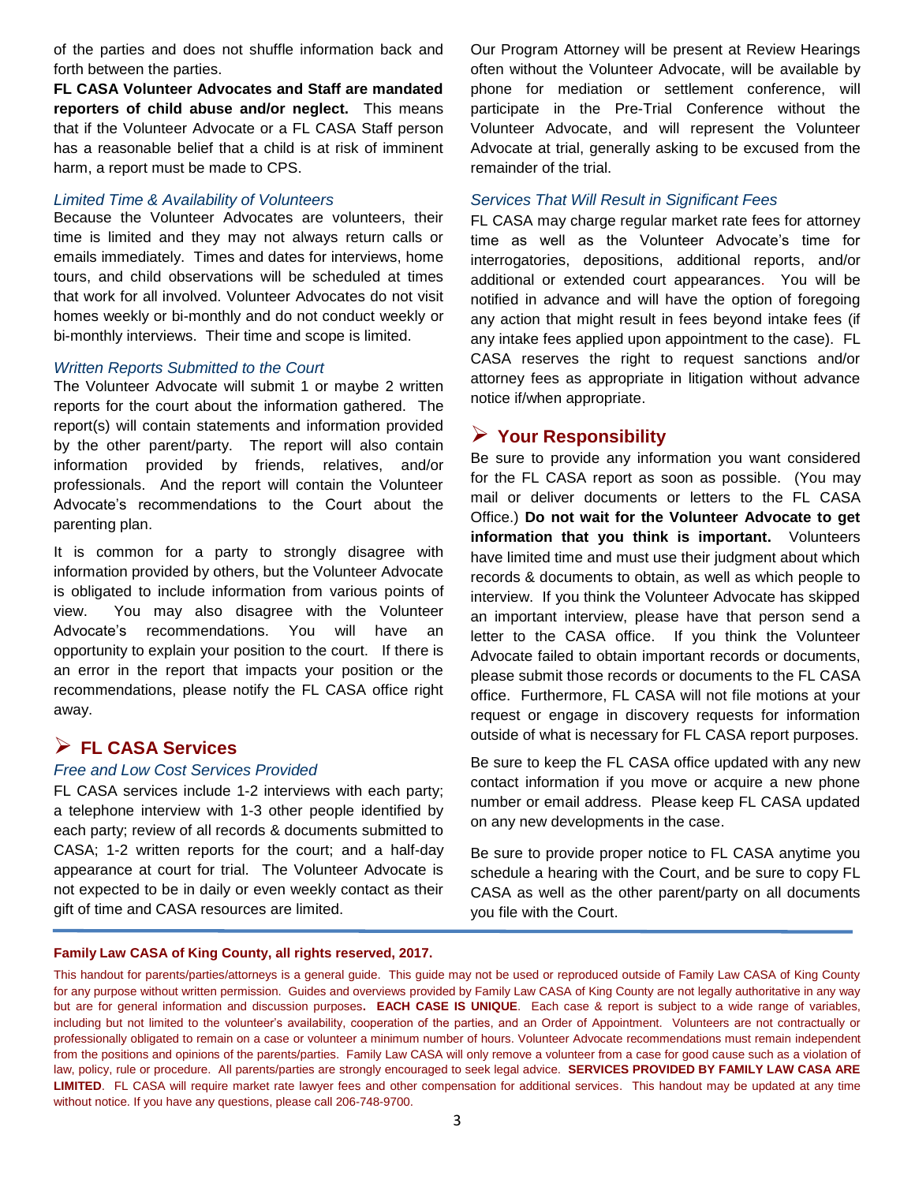of the parties and does not shuffle information back and forth between the parties.

**FL CASA Volunteer Advocates and Staff are mandated reporters of child abuse and/or neglect.** This means that if the Volunteer Advocate or a FL CASA Staff person has a reasonable belief that a child is at risk of imminent harm, a report must be made to CPS.

### *Limited Time & Availability of Volunteers*

Because the Volunteer Advocates are volunteers, their time is limited and they may not always return calls or emails immediately. Times and dates for interviews, home tours, and child observations will be scheduled at times that work for all involved. Volunteer Advocates do not visit homes weekly or bi-monthly and do not conduct weekly or bi-monthly interviews. Their time and scope is limited.

### *Written Reports Submitted to the Court*

The Volunteer Advocate will submit 1 or maybe 2 written reports for the court about the information gathered. The report(s) will contain statements and information provided by the other parent/party. The report will also contain information provided by friends, relatives, and/or professionals. And the report will contain the Volunteer Advocate's recommendations to the Court about the parenting plan.

It is common for a party to strongly disagree with information provided by others, but the Volunteer Advocate is obligated to include information from various points of view. You may also disagree with the Volunteer Advocate's recommendations. You will have an opportunity to explain your position to the court. If there is an error in the report that impacts your position or the recommendations, please notify the FL CASA office right away.

## ➢ FL CASA Services

### *Free and Low Cost Services Provided*

FL CASA services include 1-2 interviews with each party; a telephone interview with 1-3 other people identified by each party; review of all records & documents submitted to CASA; 1-2 written reports for the court; and a half-day appearance at court for trial. The Volunteer Advocate is not expected to be in daily or even weekly contact as their gift of time and CASA resources are limited.

Our Program Attorney will be present at Review Hearings often without the Volunteer Advocate, will be available by phone for mediation or settlement conference, will participate in the Pre-Trial Conference without the Volunteer Advocate, and will represent the Volunteer Advocate at trial, generally asking to be excused from the remainder of the trial.

### *Services That Will Result in Significant Fees*

FL CASA may charge regular market rate fees for attorney time as well as the Volunteer Advocate's time for interrogatories, depositions, additional reports, and/or additional or extended court appearances. You will be notified in advance and will have the option of foregoing any action that might result in fees beyond intake fees (if any intake fees applied upon appointment to the case). FL CASA reserves the right to request sanctions and/or attorney fees as appropriate in litigation without advance notice if/when appropriate.

## ➢ Your Responsibility

Be sure to provide any information you want considered for the FL CASA report as soon as possible. (You may mail or deliver documents or letters to the FL CASA Office.) **Do not wait for the Volunteer Advocate to get information that you think is important.** Volunteers have limited time and must use their judgment about which records & documents to obtain, as well as which people to interview. If you think the Volunteer Advocate has skipped an important interview, please have that person send a letter to the CASA office. If you think the Volunteer Advocate failed to obtain important records or documents, please submit those records or documents to the FL CASA office. Furthermore, FL CASA will not file motions at your request or engage in discovery requests for information outside of what is necessary for FL CASA report purposes.

Be sure to keep the FL CASA office updated with any new contact information if you move or acquire a new phone number or email address. Please keep FL CASA updated on any new developments in the case.

Be sure to provide proper notice to FL CASA anytime you schedule a hearing with the Court, and be sure to copy FL CASA as well as the other parent/party on all documents you file with the Court.

---

**Family Law CASA of King County, all rights reserved, 2017.**

This handout for parents/parties/attorneys is a general guide. This guide may not be used or reproduced outside of Family Law CASA of King County for any purpose without written permission. Guides and overviews provided by Family Law CASA of King County are not legally authoritative in any way but are for general information and discussion purposes**.** **EACH CASE IS UNIQUE**. Each case & report is subject to a wide range of variables, including but not limited to the volunteer's availability, cooperation of the parties, and an Order of Appointment. Volunteers are not contractually or professionally obligated to remain on a case or volunteer a minimum number of hours. Volunteer Advocate recommendations must remain independent from the positions and opinions of the parents/parties. Family Law CASA will only remove a volunteer from a case for good cause such as a violation of law, policy, rule or procedure. All parents/parties are strongly encouraged to seek legal advice. **SERVICES PROVIDED BY FAMILY LAW CASA ARE LIMITED**. FL CASA will require market rate lawyer fees and other compensation for additional services. This handout may be updated at any time without notice. If you have any questions, please call 206-748-9700.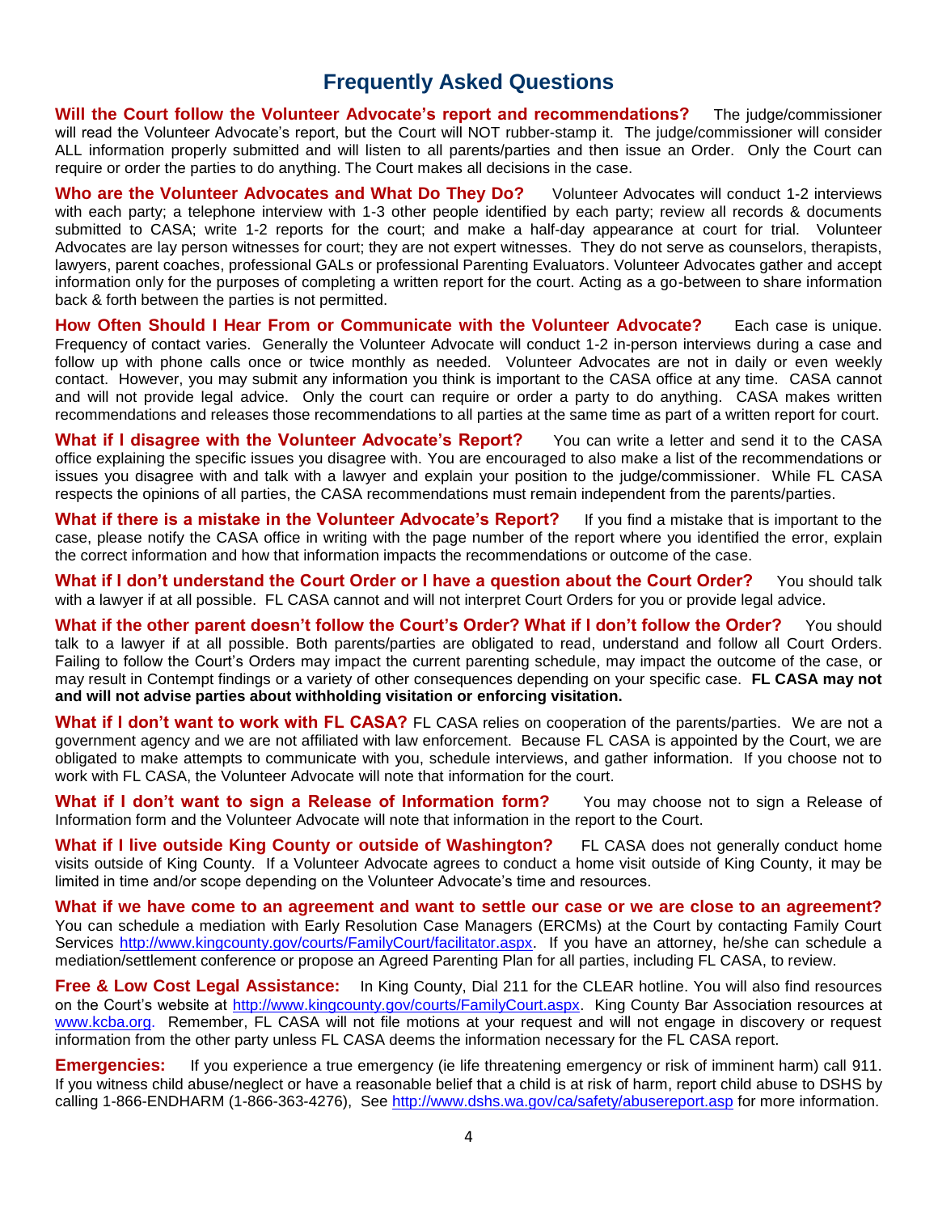## Frequently Asked Questions

**Will the Court follow the Volunteer Advocate's report and recommendations?** The judge/commissioner will read the Volunteer Advocate's report, but the Court will NOT rubber-stamp it. The judge/commissioner will consider ALL information properly submitted and will listen to all parents/parties and then issue an Order. Only the Court can require or order the parties to do anything. The Court makes all decisions in the case.

**Who are the Volunteer Advocates and What Do They Do?** Volunteer Advocates will conduct 1-2 interviews with each party; a telephone interview with 1-3 other people identified by each party; review all records & documents submitted to CASA; write 1-2 reports for the court; and make a half-day appearance at court for trial. Volunteer Advocates are lay person witnesses for court; they are not expert witnesses. They do not serve as counselors, therapists, lawyers, parent coaches, professional GALs or professional Parenting Evaluators. Volunteer Advocates gather and accept information only for the purposes of completing a written report for the court. Acting as a go-between to share information back & forth between the parties is not permitted.

**How Often Should I Hear From or Communicate with the Volunteer Advocate?** Each case is unique. Frequency of contact varies. Generally the Volunteer Advocate will conduct 1-2 in-person interviews during a case and follow up with phone calls once or twice monthly as needed. Volunteer Advocates are not in daily or even weekly contact. However, you may submit any information you think is important to the CASA office at any time. CASA cannot and will not provide legal advice. Only the court can require or order a party to do anything. CASA makes written recommendations and releases those recommendations to all parties at the same time as part of a written report for court.

**What if I disagree with the Volunteer Advocate's Report?** You can write a letter and send it to the CASA office explaining the specific issues you disagree with. You are encouraged to also make a list of the recommendations or issues you disagree with and talk with a lawyer and explain your position to the judge/commissioner. While FL CASA respects the opinions of all parties, the CASA recommendations must remain independent from the parents/parties.

**What if there is a mistake in the Volunteer Advocate's Report?** If you find a mistake that is important to the case, please notify the CASA office in writing with the page number of the report where you identified the error, explain the correct information and how that information impacts the recommendations or outcome of the case.

**What if I don't understand the Court Order or I have a question about the Court Order?** You should talk with a lawyer if at all possible. FL CASA cannot and will not interpret Court Orders for you or provide legal advice.

**What if the other parent doesn't follow the Court's Order? What if I don't follow the Order?** You should talk to a lawyer if at all possible. Both parents/parties are obligated to read, understand and follow all Court Orders. Failing to follow the Court's Orders may impact the current parenting schedule, may impact the outcome of the case, or may result in Contempt findings or a variety of other consequences depending on your specific case. **FL CASA may not and will not advise parties about withholding visitation or enforcing visitation.**

**What if I don't want to work with FL CASA?** FL CASA relies on cooperation of the parents/parties. We are not a government agency and we are not affiliated with law enforcement. Because FL CASA is appointed by the Court, we are obligated to make attempts to communicate with you, schedule interviews, and gather information. If you choose not to work with FL CASA, the Volunteer Advocate will note that information for the court.

**What if I don't want to sign a Release of Information form?** You may choose not to sign a Release of Information form and the Volunteer Advocate will note that information in the report to the Court.

**What if I live outside King County or outside of Washington?** FL CASA does not generally conduct home visits outside of King County. If a Volunteer Advocate agrees to conduct a home visit outside of King County, it may be limited in time and/or scope depending on the Volunteer Advocate's time and resources.

**What if we have come to an agreement and want to settle our case or we are close to an agreement?** You can schedule a mediation with Early Resolution Case Managers (ERCMs) at the Court by contacting Family Court Services http://www.kingcounty.gov/courts/FamilyCourt/facilitator.aspx. If you have an attorney, he/she can schedule a mediation/settlement conference or propose an Agreed Parenting Plan for all parties, including FL CASA, to review.

**Free & Low Cost Legal Assistance:** In King County, Dial 211 for the CLEAR hotline. You will also find resources on the Court's website at http://www.kingcounty.gov/courts/FamilyCourt.aspx. King County Bar Association resources at www.kcba.org. Remember, FL CASA will not file motions at your request and will not engage in discovery or request information from the other party unless FL CASA deems the information necessary for the FL CASA report.

**Emergencies:** If you experience a true emergency (ie life threatening emergency or risk of imminent harm) call 911. If you witness child abuse/neglect or have a reasonable belief that a child is at risk of harm, report child abuse to DSHS by calling 1-866-ENDHARM (1-866-363-4276), See http://www.dshs.wa.gov/ca/safety/abusereport.asp for more information.